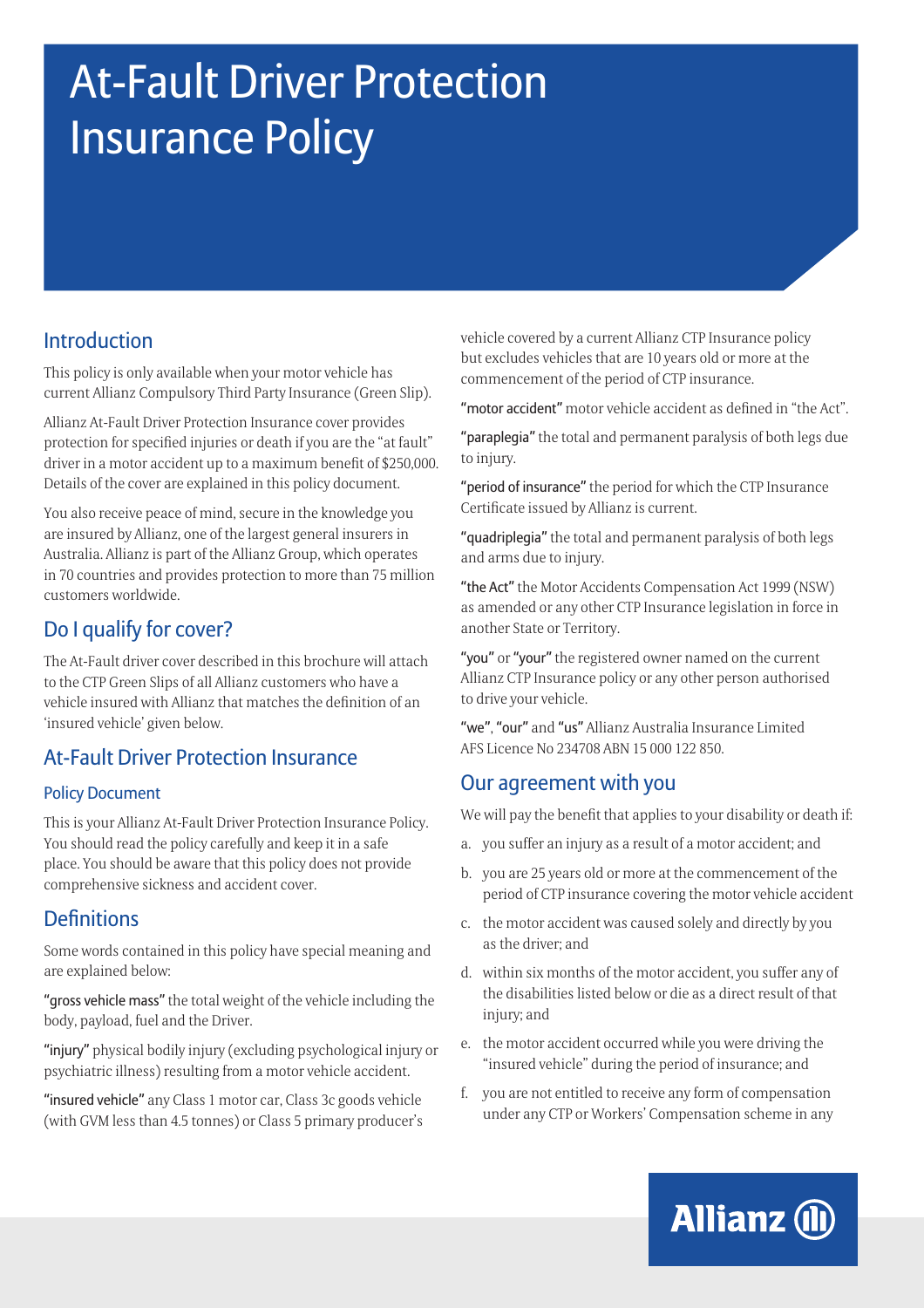# At-Fault Driver Protection Insurance Policy

## Introduction

This policy is only available when your motor vehicle has current Allianz Compulsory Third Party Insurance (Green Slip).

Allianz At-Fault Driver Protection Insurance cover provides protection for specified injuries or death if you are the "at fault" driver in a motor accident up to a maximum benefit of $250,000. Details of the cover are explained in this policy document.

You also receive peace of mind, secure in the knowledge you are insured by Allianz, one of the largest general insurers in Australia. Allianz is part of the Allianz Group, which operates in 70 countries and provides protection to more than 75 million customers worldwide.

## Do I qualify for cover?

The At-Fault driver cover described in this brochure will attach to the CTP Green Slips of all Allianz customers who have a vehicle insured with Allianz that matches the definition of an 'insured vehicle' given below.

## At-Fault Driver Protection Insurance

### Policy Document

This is your Allianz At-Fault Driver Protection Insurance Policy. You should read the policy carefully and keep it in a safe place. You should be aware that this policy does not provide comprehensive sickness and accident cover.

## Definitions

Some words contained in this policy have special meaning and are explained below:

**"gross vehicle mass"** the total weight of the vehicle including the body, payload, fuel and the Driver.

**"injury"** physical bodily injury (excluding psychological injury or psychiatric illness) resulting from a motor vehicle accident.

**"insured vehicle"** any Class 1 motor car, Class 3c goods vehicle (with GVM less than 4.5 tonnes) or Class 5 primary producer's vehicle covered by a current Allianz CTP Insurance policy but excludes vehicles that are 10 years old or more at the commencement of the period of CTP insurance.

**"motor accident"** motor vehicle accident as defined in "the Act".

**"paraplegia"** the total and permanent paralysis of both legs due to injury.

**"period of insurance"** the period for which the CTP Insurance Certificate issued by Allianz is current.

**"quadriplegia"** the total and permanent paralysis of both legs and arms due to injury.

**"the Act"** the Motor Accidents Compensation Act 1999 (NSW) as amended or any other CTP Insurance legislation in force in another State or Territory.

**"you"** or **"your"** the registered owner named on the current Allianz CTP Insurance policy or any other person authorised to drive your vehicle.

**"we"**, **"our"** and **"us"** Allianz Australia Insurance Limited AFS Licence No 234708 ABN 15 000 122 850.

## Our agreement with you

We will pay the benefit that applies to your disability or death if:

a. you suffer an injury as a result of a motor accident; and

b. you are 25 years old or more at the commencement of the period of CTP insurance covering the motor vehicle accident

c. the motor accident was caused solely and directly by you as the driver; and

d. within six months of the motor accident, you suffer any of the disabilities listed below or die as a direct result of that injury; and

e. the motor accident occurred while you were driving the "insured vehicle" during the period of insurance; and

f. you are not entitled to receive any form of compensation under any CTP or Workers' Compensation scheme in any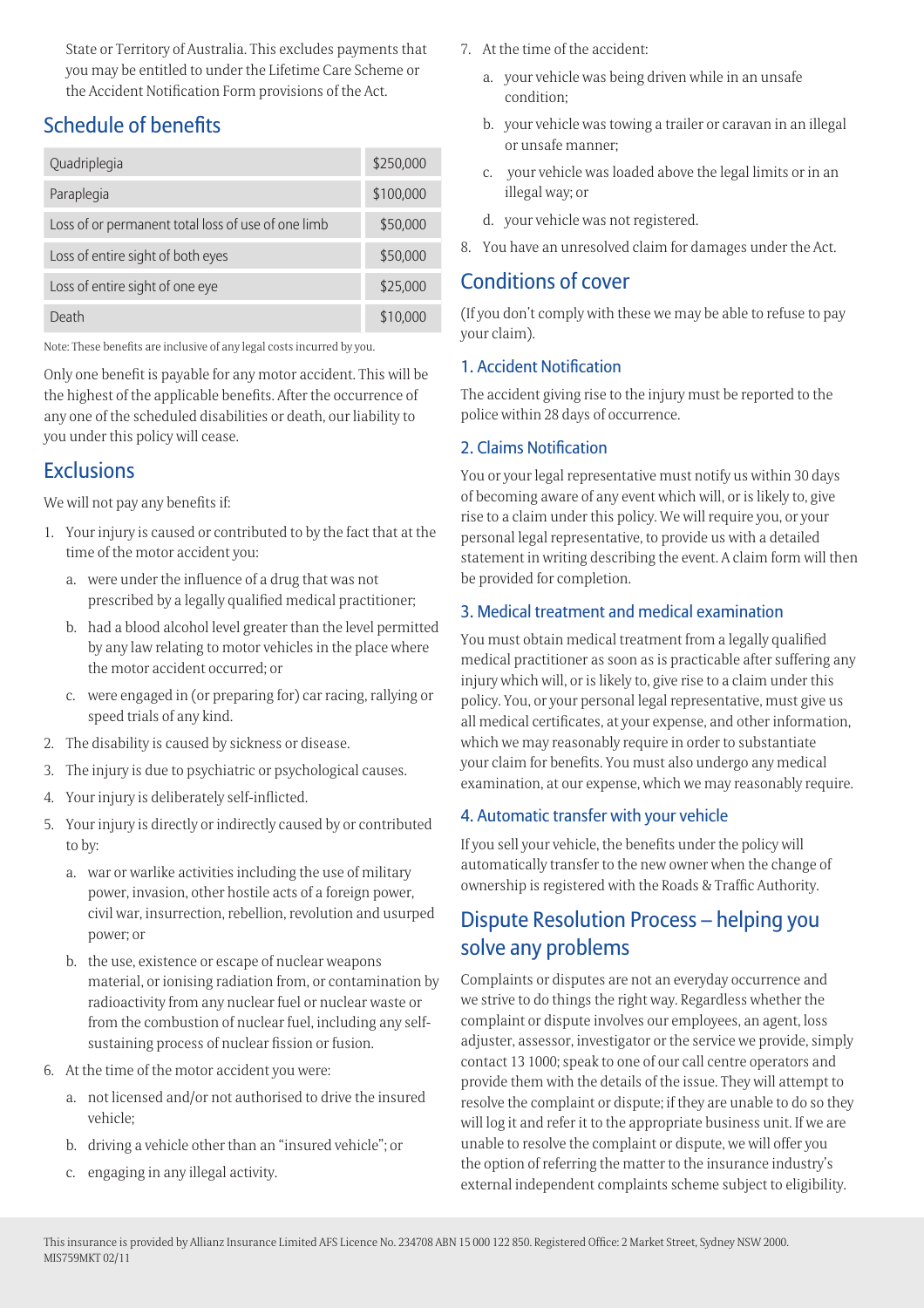State or Territory of Australia. This excludes payments that you may be entitled to under the Lifetime Care Scheme or the Accident Notification Form provisions of the Act.

## Schedule of benefits

| | |
|---|---|
| Quadriplegia | $250,000 |
| Paraplegia | $100,000 |
| Loss of or permanent total loss of use of one limb | $50,000 |
| Loss of entire sight of both eyes | $50,000 |
| Loss of entire sight of one eye | $25,000 |
| Death | $10,000 |

Note: These benefits are inclusive of any legal costs incurred by you.

Only one benefit is payable for any motor accident. This will be the highest of the applicable benefits. After the occurrence of any one of the scheduled disabilities or death, our liability to you under this policy will cease.

## Exclusions

We will not pay any benefits if:

1. Your injury is caused or contributed to by the fact that at the time of the motor accident you:
   a. were under the influence of a drug that was not prescribed by a legally qualified medical practitioner;
   b. had a blood alcohol level greater than the level permitted by any law relating to motor vehicles in the place where the motor accident occurred; or
   c. were engaged in (or preparing for) car racing, rallying or speed trials of any kind.
2. The disability is caused by sickness or disease.
3. The injury is due to psychiatric or psychological causes.
4. Your injury is deliberately self-inflicted.
5. Your injury is directly or indirectly caused by or contributed to by:
   a. war or warlike activities including the use of military power, invasion, other hostile acts of a foreign power, civil war, insurrection, rebellion, revolution and usurped power; or
   b. the use, existence or escape of nuclear weapons material, or ionising radiation from, or contamination by radioactivity from any nuclear fuel or nuclear waste or from the combustion of nuclear fuel, including any self-sustaining process of nuclear fission or fusion.
6. At the time of the motor accident you were:
   a. not licensed and/or not authorised to drive the insured vehicle;
   b. driving a vehicle other than an "insured vehicle"; or
   c. engaging in any illegal activity.
7. At the time of the accident:
   a. your vehicle was being driven while in an unsafe condition;
   b. your vehicle was towing a trailer or caravan in an illegal or unsafe manner;
   c. your vehicle was loaded above the legal limits or in an illegal way; or
   d. your vehicle was not registered.
8. You have an unresolved claim for damages under the Act.

## Conditions of cover

(If you don't comply with these we may be able to refuse to pay your claim).

### 1. Accident Notification

The accident giving rise to the injury must be reported to the police within 28 days of occurrence.

### 2. Claims Notification

You or your legal representative must notify us within 30 days of becoming aware of any event which will, or is likely to, give rise to a claim under this policy. We will require you, or your personal legal representative, to provide us with a detailed statement in writing describing the event. A claim form will then be provided for completion.

### 3. Medical treatment and medical examination

You must obtain medical treatment from a legally qualified medical practitioner as soon as is practicable after suffering any injury which will, or is likely to, give rise to a claim under this policy. You, or your personal legal representative, must give us all medical certificates, at your expense, and other information, which we may reasonably require in order to substantiate your claim for benefits. You must also undergo any medical examination, at our expense, which we may reasonably require.

### 4. Automatic transfer with your vehicle

If you sell your vehicle, the benefits under the policy will automatically transfer to the new owner when the change of ownership is registered with the Roads & Traffic Authority.

## Dispute Resolution Process – helping you solve any problems

Complaints or disputes are not an everyday occurrence and we strive to do things the right way. Regardless whether the complaint or dispute involves our employees, an agent, loss adjuster, assessor, investigator or the service we provide, simply contact 13 1000; speak to one of our call centre operators and provide them with the details of the issue. They will attempt to resolve the complaint or dispute; if they are unable to do so they will log it and refer it to the appropriate business unit. If we are unable to resolve the complaint or dispute, we will offer you the option of referring the matter to the insurance industry's external independent complaints scheme subject to eligibility.

This insurance is provided by Allianz Insurance Limited AFS Licence No. 234708 ABN 15 000 122 850. Registered Office: 2 Market Street, Sydney NSW 2000. MIS759MKT 02/11